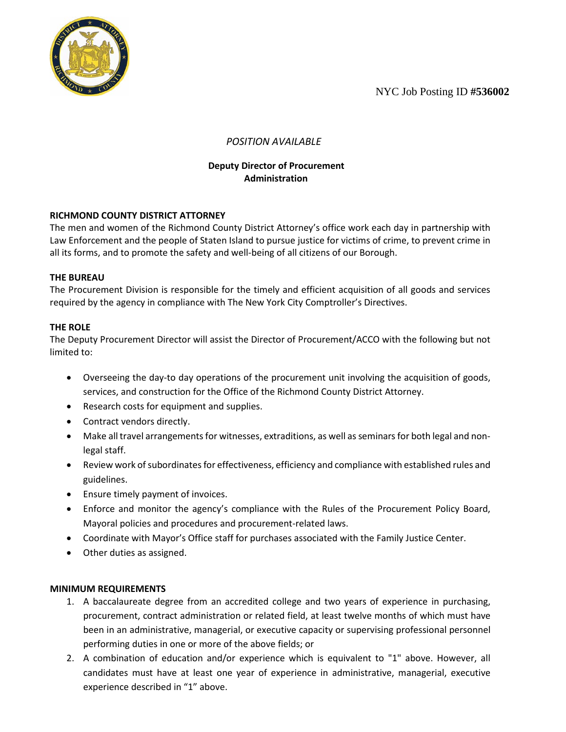NYC Job Posting ID #**536002**

*POSITION AVAILABLE*

**Deputy Director of Procurement**
**Administration**

### RICHMOND COUNTY DISTRICT ATTORNEY

The men and women of the Richmond County District Attorney's office work each day in partnership with Law Enforcement and the people of Staten Island to pursue justice for victims of crime, to prevent crime in all its forms, and to promote the safety and well-being of all citizens of our Borough.

### THE BUREAU

The Procurement Division is responsible for the timely and efficient acquisition of all goods and services required by the agency in compliance with The New York City Comptroller's Directives.

### THE ROLE

The Deputy Procurement Director will assist the Director of Procurement/ACCO with the following but not limited to:

- Overseeing the day-to day operations of the procurement unit involving the acquisition of goods, services, and construction for the Office of the Richmond County District Attorney.
- Research costs for equipment and supplies.
- Contract vendors directly.
- Make all travel arrangements for witnesses, extraditions, as well as seminars for both legal and non-legal staff.
- Review work of subordinates for effectiveness, efficiency and compliance with established rules and guidelines.
- Ensure timely payment of invoices.
- Enforce and monitor the agency's compliance with the Rules of the Procurement Policy Board, Mayoral policies and procedures and procurement-related laws.
- Coordinate with Mayor's Office staff for purchases associated with the Family Justice Center.
- Other duties as assigned.

### MINIMUM REQUIREMENTS

1. A baccalaureate degree from an accredited college and two years of experience in purchasing, procurement, contract administration or related field, at least twelve months of which must have been in an administrative, managerial, or executive capacity or supervising professional personnel performing duties in one or more of the above fields; or
2. A combination of education and/or experience which is equivalent to "1" above. However, all candidates must have at least one year of experience in administrative, managerial, executive experience described in "1" above.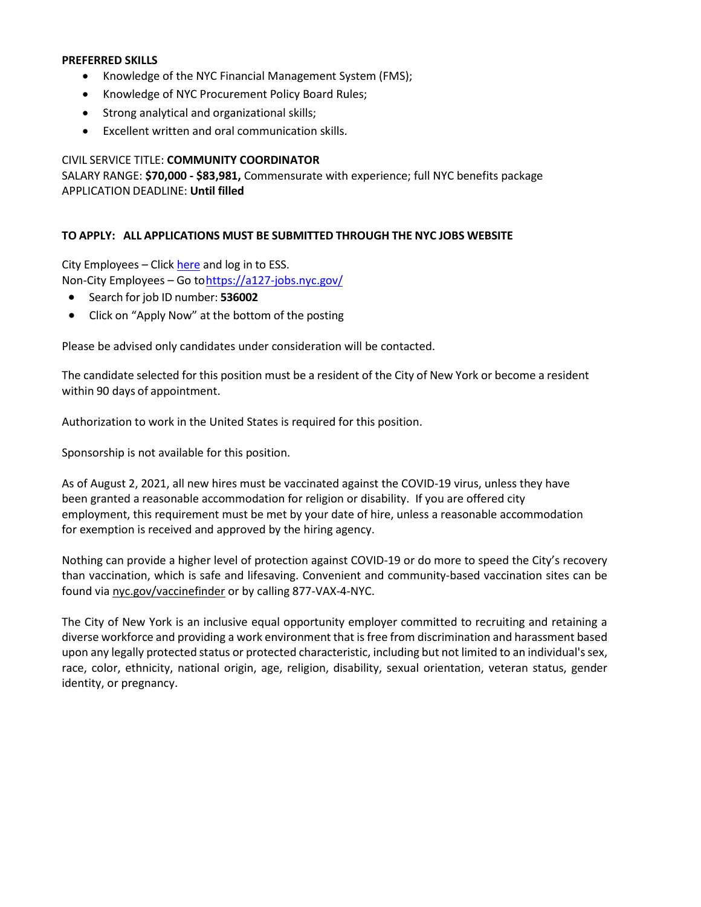**PREFERRED SKILLS**

- Knowledge of the NYC Financial Management System (FMS);
- Knowledge of NYC Procurement Policy Board Rules;
- Strong analytical and organizational skills;
- Excellent written and oral communication skills.

CIVIL SERVICE TITLE: **COMMUNITY COORDINATOR**
SALARY RANGE: **$70,000 - $83,981,** Commensurate with experience; full NYC benefits package
APPLICATION DEADLINE: **Until filled**

**TO APPLY: ALL APPLICATIONS MUST BE SUBMITTED THROUGH THE NYC JOBS WEBSITE**

City Employees – Click here and log in to ESS.
Non-City Employees – Go to https://a127-jobs.nyc.gov/

- Search for job ID number: **536002**
- Click on "Apply Now" at the bottom of the posting

Please be advised only candidates under consideration will be contacted.

The candidate selected for this position must be a resident of the City of New York or become a resident within 90 days of appointment.

Authorization to work in the United States is required for this position.

Sponsorship is not available for this position.

As of August 2, 2021, all new hires must be vaccinated against the COVID-19 virus, unless they have been granted a reasonable accommodation for religion or disability. If you are offered city employment, this requirement must be met by your date of hire, unless a reasonable accommodation for exemption is received and approved by the hiring agency.

Nothing can provide a higher level of protection against COVID-19 or do more to speed the City's recovery than vaccination, which is safe and lifesaving. Convenient and community-based vaccination sites can be found via nyc.gov/vaccinefinder or by calling 877-VAX-4-NYC.

The City of New York is an inclusive equal opportunity employer committed to recruiting and retaining a diverse workforce and providing a work environment that is free from discrimination and harassment based upon any legally protected status or protected characteristic, including but not limited to an individual's sex, race, color, ethnicity, national origin, age, religion, disability, sexual orientation, veteran status, gender identity, or pregnancy.